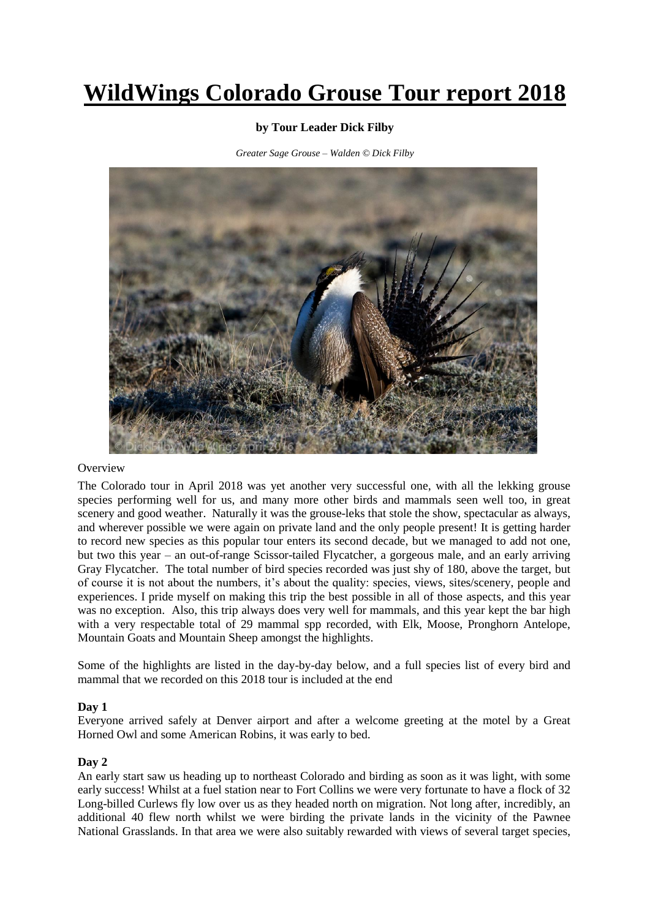# WildWings Colorado Grouse Tour report 2018

**by Tour Leader Dick Filby**

*Greater Sage Grouse – Walden © Dick Filby*

Overview

The Colorado tour in April 2018 was yet another very successful one, with all the lekking grouse species performing well for us, and many more other birds and mammals seen well too, in great scenery and good weather. Naturally it was the grouse-leks that stole the show, spectacular as always, and wherever possible we were again on private land and the only people present! It is getting harder to record new species as this popular tour enters its second decade, but we managed to add not one, but two this year – an out-of-range Scissor-tailed Flycatcher, a gorgeous male, and an early arriving Gray Flycatcher. The total number of bird species recorded was just shy of 180, above the target, but of course it is not about the numbers, it's about the quality: species, views, sites/scenery, people and experiences. I pride myself on making this trip the best possible in all of those aspects, and this year was no exception. Also, this trip always does very well for mammals, and this year kept the bar high with a very respectable total of 29 mammal spp recorded, with Elk, Moose, Pronghorn Antelope, Mountain Goats and Mountain Sheep amongst the highlights.

Some of the highlights are listed in the day-by-day below, and a full species list of every bird and mammal that we recorded on this 2018 tour is included at the end

**Day 1**

Everyone arrived safely at Denver airport and after a welcome greeting at the motel by a Great Horned Owl and some American Robins, it was early to bed.

**Day 2**

An early start saw us heading up to northeast Colorado and birding as soon as it was light, with some early success! Whilst at a fuel station near to Fort Collins we were very fortunate to have a flock of 32 Long-billed Curlews fly low over us as they headed north on migration. Not long after, incredibly, an additional 40 flew north whilst we were birding the private lands in the vicinity of the Pawnee National Grasslands. In that area we were also suitably rewarded with views of several target species,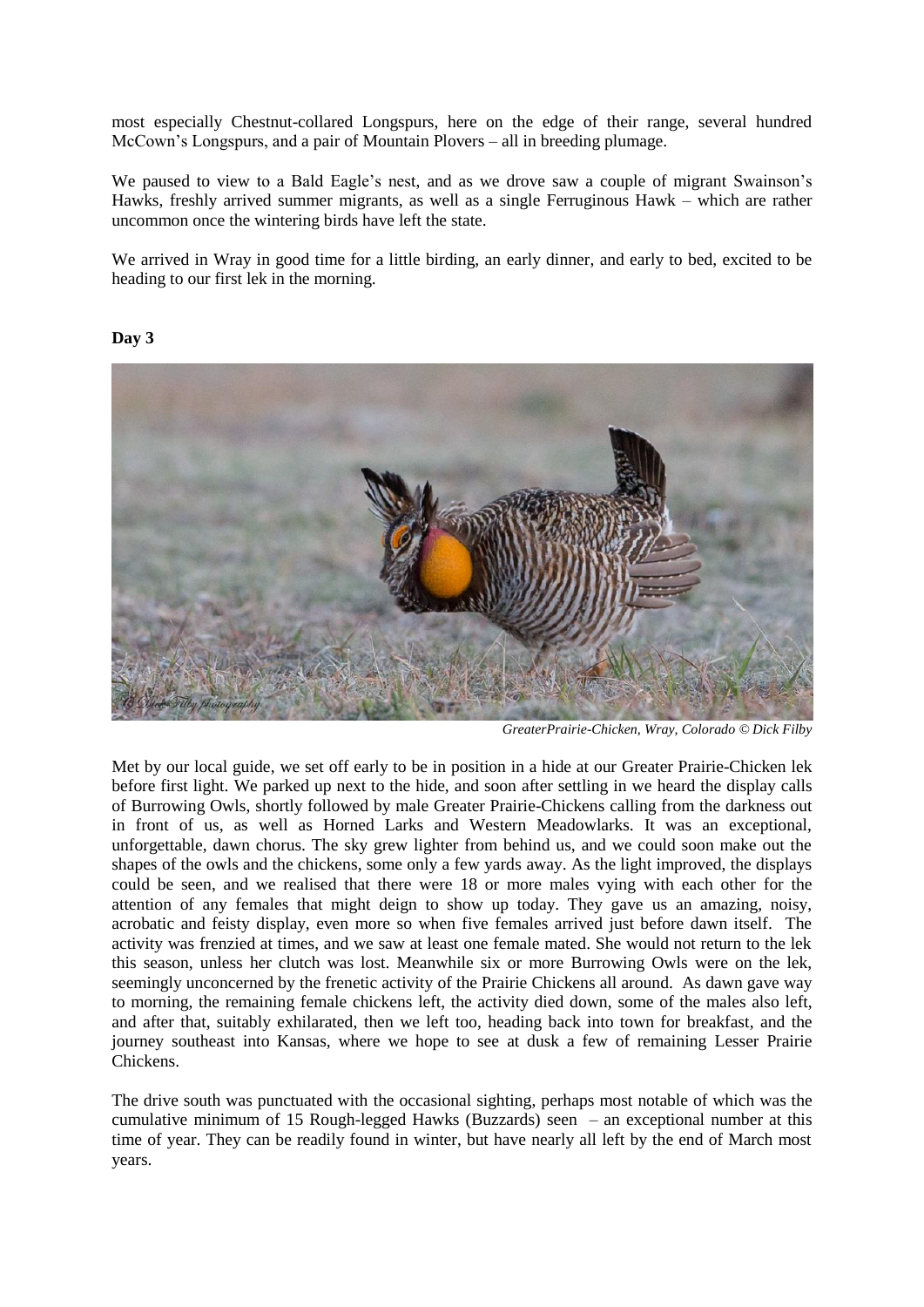most especially Chestnut-collared Longspurs, here on the edge of their range, several hundred McCown's Longspurs, and a pair of Mountain Plovers – all in breeding plumage.

We paused to view to a Bald Eagle's nest, and as we drove saw a couple of migrant Swainson's Hawks, freshly arrived summer migrants, as well as a single Ferruginous Hawk – which are rather uncommon once the wintering birds have left the state.

We arrived in Wray in good time for a little birding, an early dinner, and early to bed, excited to be heading to our first lek in the morning.

**Day 3**

*GreaterPrairie-Chicken, Wray, Colorado © Dick Filby*

Met by our local guide, we set off early to be in position in a hide at our Greater Prairie-Chicken lek before first light. We parked up next to the hide, and soon after settling in we heard the display calls of Burrowing Owls, shortly followed by male Greater Prairie-Chickens calling from the darkness out in front of us, as well as Horned Larks and Western Meadowlarks. It was an exceptional, unforgettable, dawn chorus. The sky grew lighter from behind us, and we could soon make out the shapes of the owls and the chickens, some only a few yards away. As the light improved, the displays could be seen, and we realised that there were 18 or more males vying with each other for the attention of any females that might deign to show up today. They gave us an amazing, noisy, acrobatic and feisty display, even more so when five females arrived just before dawn itself. The activity was frenzied at times, and we saw at least one female mated. She would not return to the lek this season, unless her clutch was lost. Meanwhile six or more Burrowing Owls were on the lek, seemingly unconcerned by the frenetic activity of the Prairie Chickens all around. As dawn gave way to morning, the remaining female chickens left, the activity died down, some of the males also left, and after that, suitably exhilarated, then we left too, heading back into town for breakfast, and the journey southeast into Kansas, where we hope to see at dusk a few of remaining Lesser Prairie Chickens.

The drive south was punctuated with the occasional sighting, perhaps most notable of which was the cumulative minimum of 15 Rough-legged Hawks (Buzzards) seen – an exceptional number at this time of year. They can be readily found in winter, but have nearly all left by the end of March most years.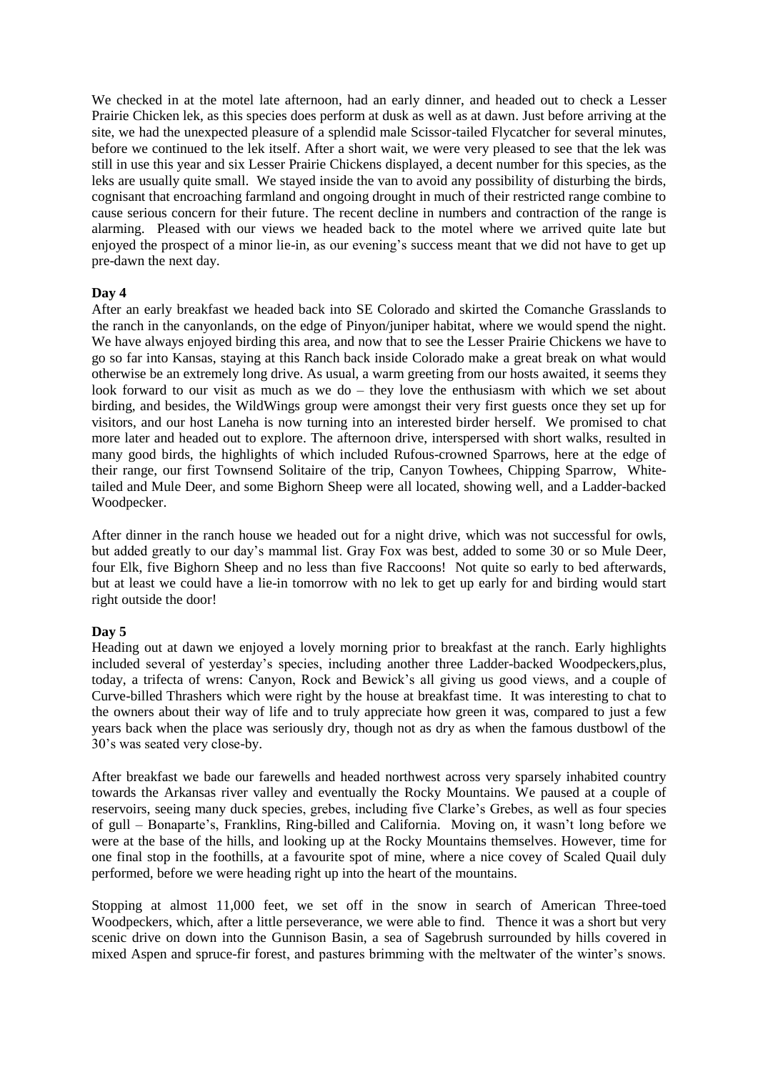We checked in at the motel late afternoon, had an early dinner, and headed out to check a Lesser Prairie Chicken lek, as this species does perform at dusk as well as at dawn. Just before arriving at the site, we had the unexpected pleasure of a splendid male Scissor-tailed Flycatcher for several minutes, before we continued to the lek itself. After a short wait, we were very pleased to see that the lek was still in use this year and six Lesser Prairie Chickens displayed, a decent number for this species, as the leks are usually quite small. We stayed inside the van to avoid any possibility of disturbing the birds, cognisant that encroaching farmland and ongoing drought in much of their restricted range combine to cause serious concern for their future. The recent decline in numbers and contraction of the range is alarming. Pleased with our views we headed back to the motel where we arrived quite late but enjoyed the prospect of a minor lie-in, as our evening's success meant that we did not have to get up pre-dawn the next day.

**Day 4**

After an early breakfast we headed back into SE Colorado and skirted the Comanche Grasslands to the ranch in the canyonlands, on the edge of Pinyon/juniper habitat, where we would spend the night. We have always enjoyed birding this area, and now that to see the Lesser Prairie Chickens we have to go so far into Kansas, staying at this Ranch back inside Colorado make a great break on what would otherwise be an extremely long drive. As usual, a warm greeting from our hosts awaited, it seems they look forward to our visit as much as we do – they love the enthusiasm with which we set about birding, and besides, the WildWings group were amongst their very first guests once they set up for visitors, and our host Laneha is now turning into an interested birder herself. We promised to chat more later and headed out to explore. The afternoon drive, interspersed with short walks, resulted in many good birds, the highlights of which included Rufous-crowned Sparrows, here at the edge of their range, our first Townsend Solitaire of the trip, Canyon Towhees, Chipping Sparrow, White-tailed and Mule Deer, and some Bighorn Sheep were all located, showing well, and a Ladder-backed Woodpecker.

After dinner in the ranch house we headed out for a night drive, which was not successful for owls, but added greatly to our day's mammal list. Gray Fox was best, added to some 30 or so Mule Deer, four Elk, five Bighorn Sheep and no less than five Raccoons! Not quite so early to bed afterwards, but at least we could have a lie-in tomorrow with no lek to get up early for and birding would start right outside the door!

**Day 5**

Heading out at dawn we enjoyed a lovely morning prior to breakfast at the ranch. Early highlights included several of yesterday's species, including another three Ladder-backed Woodpeckers,plus, today, a trifecta of wrens: Canyon, Rock and Bewick's all giving us good views, and a couple of Curve-billed Thrashers which were right by the house at breakfast time. It was interesting to chat to the owners about their way of life and to truly appreciate how green it was, compared to just a few years back when the place was seriously dry, though not as dry as when the famous dustbowl of the 30's was seated very close-by.

After breakfast we bade our farewells and headed northwest across very sparsely inhabited country towards the Arkansas river valley and eventually the Rocky Mountains. We paused at a couple of reservoirs, seeing many duck species, grebes, including five Clarke's Grebes, as well as four species of gull – Bonaparte's, Franklins, Ring-billed and California. Moving on, it wasn't long before we were at the base of the hills, and looking up at the Rocky Mountains themselves. However, time for one final stop in the foothills, at a favourite spot of mine, where a nice covey of Scaled Quail duly performed, before we were heading right up into the heart of the mountains.

Stopping at almost 11,000 feet, we set off in the snow in search of American Three-toed Woodpeckers, which, after a little perseverance, we were able to find. Thence it was a short but very scenic drive on down into the Gunnison Basin, a sea of Sagebrush surrounded by hills covered in mixed Aspen and spruce-fir forest, and pastures brimming with the meltwater of the winter's snows.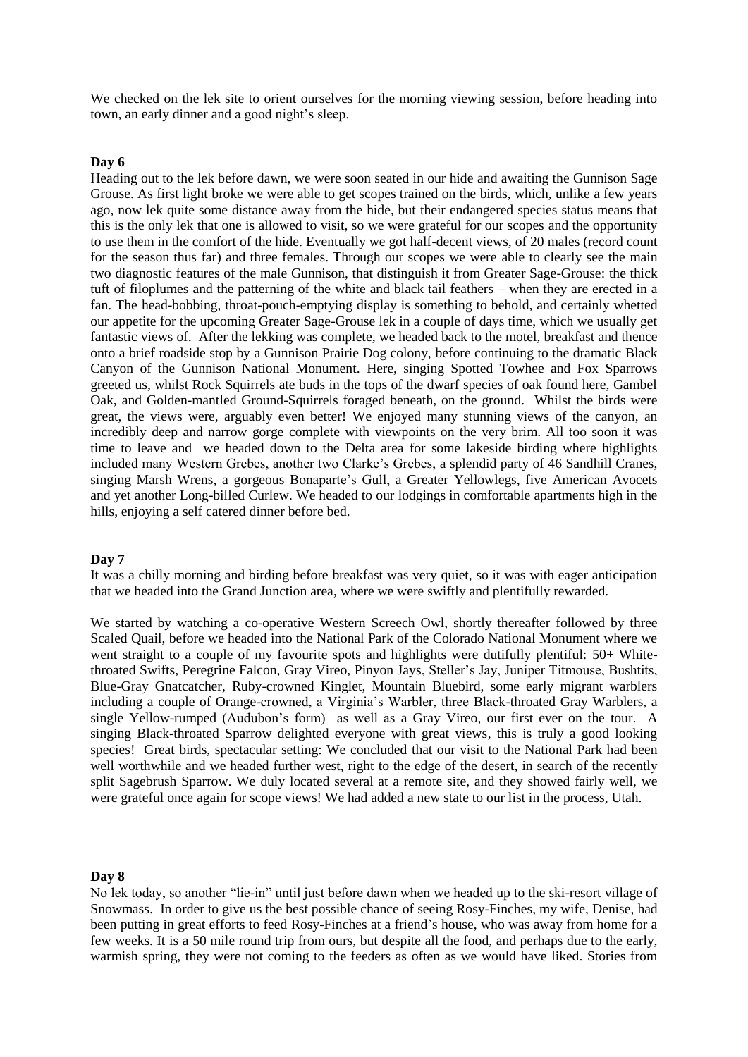We checked on the lek site to orient ourselves for the morning viewing session, before heading into town, an early dinner and a good night's sleep.

**Day 6**

Heading out to the lek before dawn, we were soon seated in our hide and awaiting the Gunnison Sage Grouse. As first light broke we were able to get scopes trained on the birds, which, unlike a few years ago, now lek quite some distance away from the hide, but their endangered species status means that this is the only lek that one is allowed to visit, so we were grateful for our scopes and the opportunity to use them in the comfort of the hide. Eventually we got half-decent views, of 20 males (record count for the season thus far) and three females. Through our scopes we were able to clearly see the main two diagnostic features of the male Gunnison, that distinguish it from Greater Sage-Grouse: the thick tuft of filoplumes and the patterning of the white and black tail feathers – when they are erected in a fan. The head-bobbing, throat-pouch-emptying display is something to behold, and certainly whetted our appetite for the upcoming Greater Sage-Grouse lek in a couple of days time, which we usually get fantastic views of. After the lekking was complete, we headed back to the motel, breakfast and thence onto a brief roadside stop by a Gunnison Prairie Dog colony, before continuing to the dramatic Black Canyon of the Gunnison National Monument. Here, singing Spotted Towhee and Fox Sparrows greeted us, whilst Rock Squirrels ate buds in the tops of the dwarf species of oak found here, Gambel Oak, and Golden-mantled Ground-Squirrels foraged beneath, on the ground. Whilst the birds were great, the views were, arguably even better! We enjoyed many stunning views of the canyon, an incredibly deep and narrow gorge complete with viewpoints on the very brim. All too soon it was time to leave and we headed down to the Delta area for some lakeside birding where highlights included many Western Grebes, another two Clarke's Grebes, a splendid party of 46 Sandhill Cranes, singing Marsh Wrens, a gorgeous Bonaparte's Gull, a Greater Yellowlegs, five American Avocets and yet another Long-billed Curlew. We headed to our lodgings in comfortable apartments high in the hills, enjoying a self catered dinner before bed.

**Day 7**

It was a chilly morning and birding before breakfast was very quiet, so it was with eager anticipation that we headed into the Grand Junction area, where we were swiftly and plentifully rewarded.

We started by watching a co-operative Western Screech Owl, shortly thereafter followed by three Scaled Quail, before we headed into the National Park of the Colorado National Monument where we went straight to a couple of my favourite spots and highlights were dutifully plentiful: 50+ White-throated Swifts, Peregrine Falcon, Gray Vireo, Pinyon Jays, Steller's Jay, Juniper Titmouse, Bushtits, Blue-Gray Gnatcatcher, Ruby-crowned Kinglet, Mountain Bluebird, some early migrant warblers including a couple of Orange-crowned, a Virginia's Warbler, three Black-throated Gray Warblers, a single Yellow-rumped (Audubon's form) as well as a Gray Vireo, our first ever on the tour. A singing Black-throated Sparrow delighted everyone with great views, this is truly a good looking species! Great birds, spectacular setting: We concluded that our visit to the National Park had been well worthwhile and we headed further west, right to the edge of the desert, in search of the recently split Sagebrush Sparrow. We duly located several at a remote site, and they showed fairly well, we were grateful once again for scope views! We had added a new state to our list in the process, Utah.

**Day 8**

No lek today, so another "lie-in" until just before dawn when we headed up to the ski-resort village of Snowmass. In order to give us the best possible chance of seeing Rosy-Finches, my wife, Denise, had been putting in great efforts to feed Rosy-Finches at a friend's house, who was away from home for a few weeks. It is a 50 mile round trip from ours, but despite all the food, and perhaps due to the early, warmish spring, they were not coming to the feeders as often as we would have liked. Stories from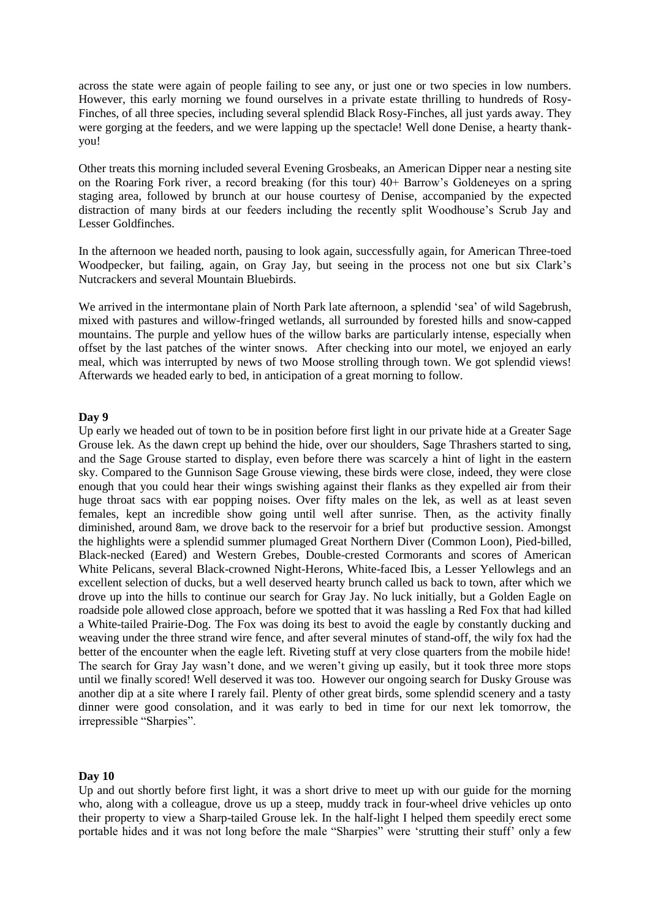across the state were again of people failing to see any, or just one or two species in low numbers. However, this early morning we found ourselves in a private estate thrilling to hundreds of Rosy-Finches, of all three species, including several splendid Black Rosy-Finches, all just yards away. They were gorging at the feeders, and we were lapping up the spectacle! Well done Denise, a hearty thank-you!

Other treats this morning included several Evening Grosbeaks, an American Dipper near a nesting site on the Roaring Fork river, a record breaking (for this tour) 40+ Barrow's Goldeneyes on a spring staging area, followed by brunch at our house courtesy of Denise, accompanied by the expected distraction of many birds at our feeders including the recently split Woodhouse's Scrub Jay and Lesser Goldfinches.

In the afternoon we headed north, pausing to look again, successfully again, for American Three-toed Woodpecker, but failing, again, on Gray Jay, but seeing in the process not one but six Clark's Nutcrackers and several Mountain Bluebirds.

We arrived in the intermontane plain of North Park late afternoon, a splendid 'sea' of wild Sagebrush, mixed with pastures and willow-fringed wetlands, all surrounded by forested hills and snow-capped mountains. The purple and yellow hues of the willow barks are particularly intense, especially when offset by the last patches of the winter snows. After checking into our motel, we enjoyed an early meal, which was interrupted by news of two Moose strolling through town. We got splendid views! Afterwards we headed early to bed, in anticipation of a great morning to follow.

**Day 9**

Up early we headed out of town to be in position before first light in our private hide at a Greater Sage Grouse lek. As the dawn crept up behind the hide, over our shoulders, Sage Thrashers started to sing, and the Sage Grouse started to display, even before there was scarcely a hint of light in the eastern sky. Compared to the Gunnison Sage Grouse viewing, these birds were close, indeed, they were close enough that you could hear their wings swishing against their flanks as they expelled air from their huge throat sacs with ear popping noises. Over fifty males on the lek, as well as at least seven females, kept an incredible show going until well after sunrise. Then, as the activity finally diminished, around 8am, we drove back to the reservoir for a brief but productive session. Amongst the highlights were a splendid summer plumaged Great Northern Diver (Common Loon), Pied-billed, Black-necked (Eared) and Western Grebes, Double-crested Cormorants and scores of American White Pelicans, several Black-crowned Night-Herons, White-faced Ibis, a Lesser Yellowlegs and an excellent selection of ducks, but a well deserved hearty brunch called us back to town, after which we drove up into the hills to continue our search for Gray Jay. No luck initially, but a Golden Eagle on roadside pole allowed close approach, before we spotted that it was hassling a Red Fox that had killed a White-tailed Prairie-Dog. The Fox was doing its best to avoid the eagle by constantly ducking and weaving under the three strand wire fence, and after several minutes of stand-off, the wily fox had the better of the encounter when the eagle left. Riveting stuff at very close quarters from the mobile hide! The search for Gray Jay wasn't done, and we weren't giving up easily, but it took three more stops until we finally scored! Well deserved it was too. However our ongoing search for Dusky Grouse was another dip at a site where I rarely fail. Plenty of other great birds, some splendid scenery and a tasty dinner were good consolation, and it was early to bed in time for our next lek tomorrow, the irrepressible "Sharpies".

**Day 10**

Up and out shortly before first light, it was a short drive to meet up with our guide for the morning who, along with a colleague, drove us up a steep, muddy track in four-wheel drive vehicles up onto their property to view a Sharp-tailed Grouse lek. In the half-light I helped them speedily erect some portable hides and it was not long before the male "Sharpies" were 'strutting their stuff' only a few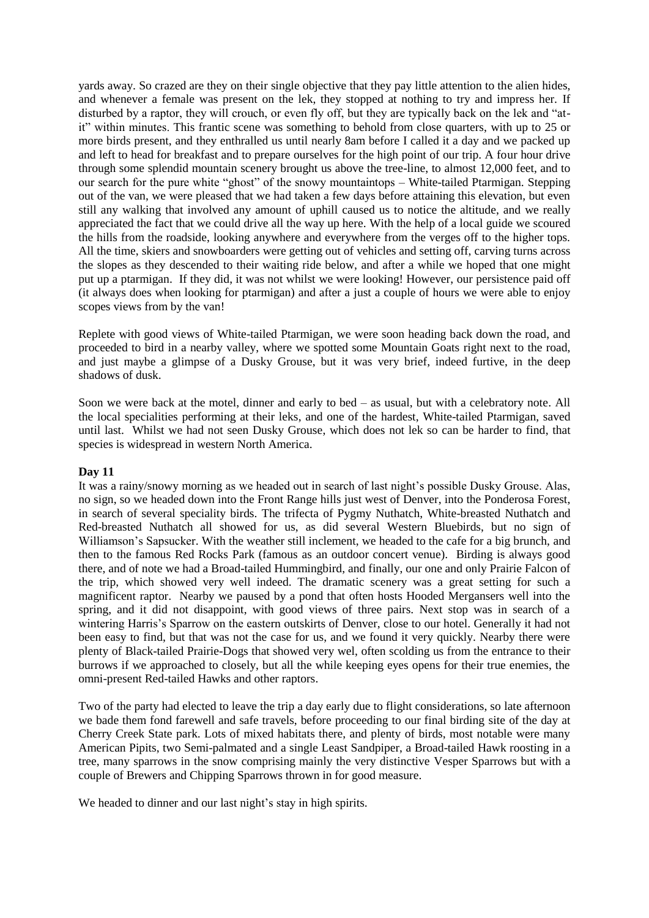yards away. So crazed are they on their single objective that they pay little attention to the alien hides, and whenever a female was present on the lek, they stopped at nothing to try and impress her. If disturbed by a raptor, they will crouch, or even fly off, but they are typically back on the lek and "at-it" within minutes. This frantic scene was something to behold from close quarters, with up to 25 or more birds present, and they enthralled us until nearly 8am before I called it a day and we packed up and left to head for breakfast and to prepare ourselves for the high point of our trip. A four hour drive through some splendid mountain scenery brought us above the tree-line, to almost 12,000 feet, and to our search for the pure white "ghost" of the snowy mountaintops – White-tailed Ptarmigan. Stepping out of the van, we were pleased that we had taken a few days before attaining this elevation, but even still any walking that involved any amount of uphill caused us to notice the altitude, and we really appreciated the fact that we could drive all the way up here. With the help of a local guide we scoured the hills from the roadside, looking anywhere and everywhere from the verges off to the higher tops. All the time, skiers and snowboarders were getting out of vehicles and setting off, carving turns across the slopes as they descended to their waiting ride below, and after a while we hoped that one might put up a ptarmigan. If they did, it was not whilst we were looking! However, our persistence paid off (it always does when looking for ptarmigan) and after a just a couple of hours we were able to enjoy scopes views from by the van!

Replete with good views of White-tailed Ptarmigan, we were soon heading back down the road, and proceeded to bird in a nearby valley, where we spotted some Mountain Goats right next to the road, and just maybe a glimpse of a Dusky Grouse, but it was very brief, indeed furtive, in the deep shadows of dusk.

Soon we were back at the motel, dinner and early to bed – as usual, but with a celebratory note. All the local specialities performing at their leks, and one of the hardest, White-tailed Ptarmigan, saved until last. Whilst we had not seen Dusky Grouse, which does not lek so can be harder to find, that species is widespread in western North America.

**Day 11**

It was a rainy/snowy morning as we headed out in search of last night's possible Dusky Grouse. Alas, no sign, so we headed down into the Front Range hills just west of Denver, into the Ponderosa Forest, in search of several speciality birds. The trifecta of Pygmy Nuthatch, White-breasted Nuthatch and Red-breasted Nuthatch all showed for us, as did several Western Bluebirds, but no sign of Williamson's Sapsucker. With the weather still inclement, we headed to the cafe for a big brunch, and then to the famous Red Rocks Park (famous as an outdoor concert venue). Birding is always good there, and of note we had a Broad-tailed Hummingbird, and finally, our one and only Prairie Falcon of the trip, which showed very well indeed. The dramatic scenery was a great setting for such a magnificent raptor. Nearby we paused by a pond that often hosts Hooded Mergansers well into the spring, and it did not disappoint, with good views of three pairs. Next stop was in search of a wintering Harris's Sparrow on the eastern outskirts of Denver, close to our hotel. Generally it had not been easy to find, but that was not the case for us, and we found it very quickly. Nearby there were plenty of Black-tailed Prairie-Dogs that showed very wel, often scolding us from the entrance to their burrows if we approached to closely, but all the while keeping eyes opens for their true enemies, the omni-present Red-tailed Hawks and other raptors.

Two of the party had elected to leave the trip a day early due to flight considerations, so late afternoon we bade them fond farewell and safe travels, before proceeding to our final birding site of the day at Cherry Creek State park. Lots of mixed habitats there, and plenty of birds, most notable were many American Pipits, two Semi-palmated and a single Least Sandpiper, a Broad-tailed Hawk roosting in a tree, many sparrows in the snow comprising mainly the very distinctive Vesper Sparrows but with a couple of Brewers and Chipping Sparrows thrown in for good measure.

We headed to dinner and our last night's stay in high spirits.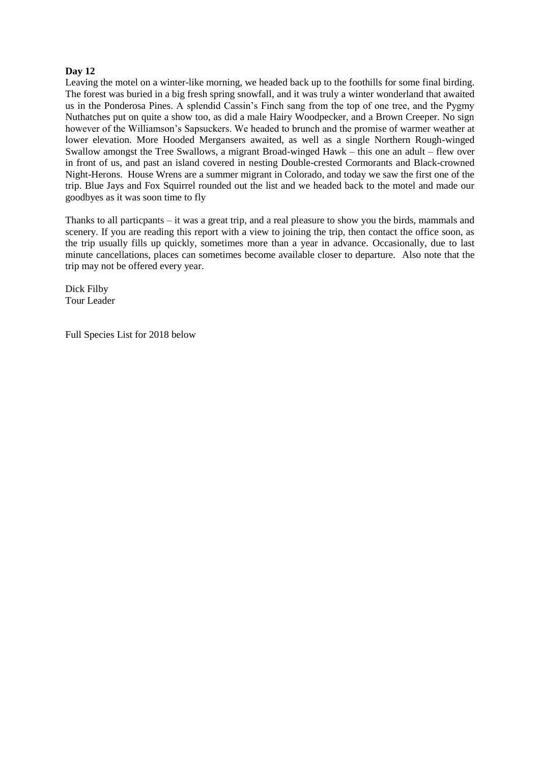**Day 12**

Leaving the motel on a winter-like morning, we headed back up to the foothills for some final birding. The forest was buried in a big fresh spring snowfall, and it was truly a winter wonderland that awaited us in the Ponderosa Pines. A splendid Cassin's Finch sang from the top of one tree, and the Pygmy Nuthatches put on quite a show too, as did a male Hairy Woodpecker, and a Brown Creeper. No sign however of the Williamson's Sapsuckers. We headed to brunch and the promise of warmer weather at lower elevation. More Hooded Mergansers awaited, as well as a single Northern Rough-winged Swallow amongst the Tree Swallows, a migrant Broad-winged Hawk – this one an adult – flew over in front of us, and past an island covered in nesting Double-crested Cormorants and Black-crowned Night-Herons. House Wrens are a summer migrant in Colorado, and today we saw the first one of the trip. Blue Jays and Fox Squirrel rounded out the list and we headed back to the motel and made our goodbyes as it was soon time to fly

Thanks to all particpants – it was a great trip, and a real pleasure to show you the birds, mammals and scenery. If you are reading this report with a view to joining the trip, then contact the office soon, as the trip usually fills up quickly, sometimes more than a year in advance. Occasionally, due to last minute cancellations, places can sometimes become available closer to departure. Also note that the trip may not be offered every year.

Dick Filby
Tour Leader

Full Species List for 2018 below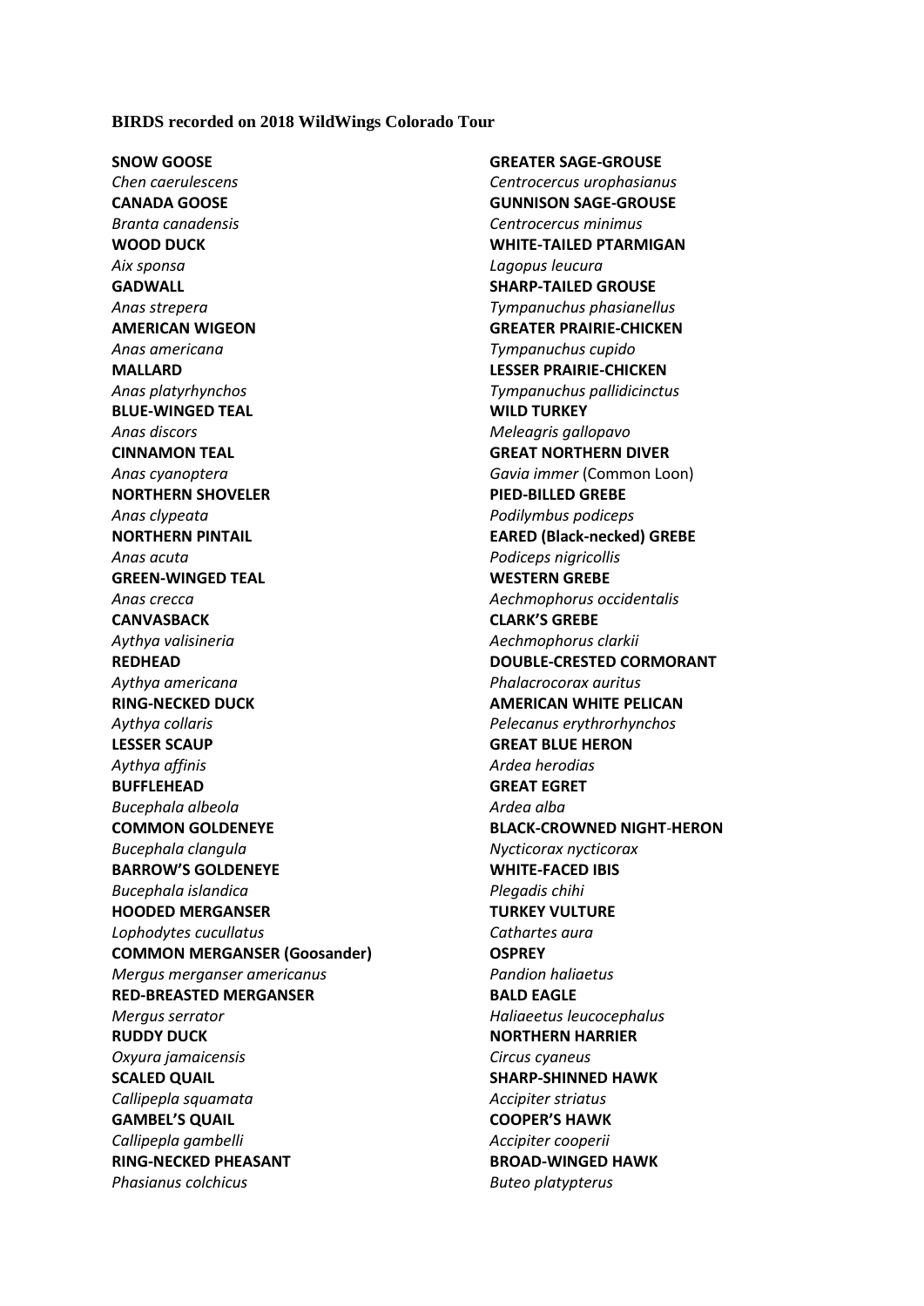**BIRDS recorded on 2018 WildWings Colorado Tour**

**SNOW GOOSE**
*Chen caerulescens*
**CANADA GOOSE**
*Branta canadensis*
**WOOD DUCK**
*Aix sponsa*
**GADWALL**
*Anas strepera*
**AMERICAN WIGEON**
*Anas americana*
**MALLARD**
*Anas platyrhynchos*
**BLUE-WINGED TEAL**
*Anas discors*
**CINNAMON TEAL**
*Anas cyanoptera*
**NORTHERN SHOVELER**
*Anas clypeata*
**NORTHERN PINTAIL**
*Anas acuta*
**GREEN-WINGED TEAL**
*Anas crecca*
**CANVASBACK**
*Aythya valisineria*
**REDHEAD**
*Aythya americana*
**RING-NECKED DUCK**
*Aythya collaris*
**LESSER SCAUP**
*Aythya affinis*
**BUFFLEHEAD**
*Bucephala albeola*
**COMMON GOLDENEYE**
*Bucephala clangula*
**BARROW'S GOLDENEYE**
*Bucephala islandica*
**HOODED MERGANSER**
*Lophodytes cucullatus*
**COMMON MERGANSER (Goosander)**
*Mergus merganser americanus*
**RED-BREASTED MERGANSER**
*Mergus serrator*
**RUDDY DUCK**
*Oxyura jamaicensis*
**SCALED QUAIL**
*Callipepla squamata*
**GAMBEL'S QUAIL**
*Callipepla gambelli*
**RING-NECKED PHEASANT**
*Phasianus colchicus*
**GREATER SAGE-GROUSE**
*Centrocercus urophasianus*
**GUNNISON SAGE-GROUSE**
*Centrocercus minimus*
**WHITE-TAILED PTARMIGAN**
*Lagopus leucura*
**SHARP-TAILED GROUSE**
*Tympanuchus phasianellus*
**GREATER PRAIRIE-CHICKEN**
*Tympanuchus cupido*
**LESSER PRAIRIE-CHICKEN**
*Tympanuchus pallidicinctus*
**WILD TURKEY**
*Meleagris gallopavo*
**GREAT NORTHERN DIVER**
*Gavia immer* (Common Loon)
**PIED-BILLED GREBE**
*Podilymbus podiceps*
**EARED (Black-necked) GREBE**
*Podiceps nigricollis*
**WESTERN GREBE**
*Aechmophorus occidentalis*
**CLARK'S GREBE**
*Aechmophorus clarkii*
**DOUBLE-CRESTED CORMORANT**
*Phalacrocorax auritus*
**AMERICAN WHITE PELICAN**
*Pelecanus erythrorhynchos*
**GREAT BLUE HERON**
*Ardea herodias*
**GREAT EGRET**
*Ardea alba*
**BLACK-CROWNED NIGHT-HERON**
*Nycticorax nycticorax*
**WHITE-FACED IBIS**
*Plegadis chihi*
**TURKEY VULTURE**
*Cathartes aura*
**OSPREY**
*Pandion haliaetus*
**BALD EAGLE**
*Haliaeetus leucocephalus*
**NORTHERN HARRIER**
*Circus cyaneus*
**SHARP-SHINNED HAWK**
*Accipiter striatus*
**COOPER'S HAWK**
*Accipiter cooperii*
**BROAD-WINGED HAWK**
*Buteo platypterus*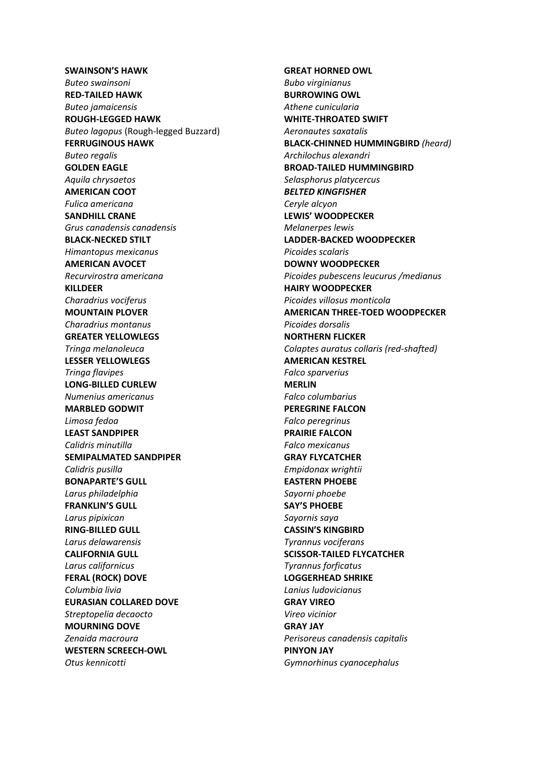**SWAINSON'S HAWK**
*Buteo swainsoni*
**RED-TAILED HAWK**
*Buteo jamaicensis*
**ROUGH-LEGGED HAWK**
*Buteo lagopus* (Rough-legged Buzzard)
**FERRUGINOUS HAWK**
*Buteo regalis*
**GOLDEN EAGLE**
*Aquila chrysaetos*
**AMERICAN COOT**
*Fulica americana*
**SANDHILL CRANE**
*Grus canadensis canadensis*
**BLACK-NECKED STILT**
*Himantopus mexicanus*
**AMERICAN AVOCET**
*Recurvirostra americana*
**KILLDEER**
*Charadrius vociferus*
**MOUNTAIN PLOVER**
*Charadrius montanus*
**GREATER YELLOWLEGS**
*Tringa melanoleuca*
**LESSER YELLOWLEGS**
*Tringa flavipes*
**LONG-BILLED CURLEW**
*Numenius americanus*
**MARBLED GODWIT**
*Limosa fedoa*
**LEAST SANDPIPER**
*Calidris minutilla*
**SEMIPALMATED SANDPIPER**
*Calidris pusilla*
**BONAPARTE'S GULL**
*Larus philadelphia*
**FRANKLIN'S GULL**
*Larus pipixican*
**RING-BILLED GULL**
*Larus delawarensis*
**CALIFORNIA GULL**
*Larus californicus*
**FERAL (ROCK) DOVE**
*Columbia livia*
**EURASIAN COLLARED DOVE**
*Streptopelia decaocto*
**MOURNING DOVE**
*Zenaida macroura*
**WESTERN SCREECH-OWL**
*Otus kennicotti*
**GREAT HORNED OWL**
*Bubo virginianus*
**BURROWING OWL**
*Athene cunicularia*
**WHITE-THROATED SWIFT**
*Aeronautes saxatalis*
**BLACK-CHINNED HUMMINGBIRD** *(heard)*
*Archilochus alexandri*
**BROAD-TAILED HUMMINGBIRD**
*Selasphorus platycercus*
***BELTED KINGFISHER***
*Ceryle alcyon*
**LEWIS' WOODPECKER**
*Melanerpes lewis*
**LADDER-BACKED WOODPECKER**
*Picoides scalaris*
**DOWNY WOODPECKER**
*Picoides pubescens leucurus /medianus*
**HAIRY WOODPECKER**
*Picoides villosus monticola*
**AMERICAN THREE-TOED WOODPECKER**
*Picoides dorsalis*
**NORTHERN FLICKER**
*Colaptes auratus collaris (red-shafted)*
**AMERICAN KESTREL**
*Falco sparverius*
**MERLIN**
*Falco columbarius*
**PEREGRINE FALCON**
*Falco peregrinus*
**PRAIRIE FALCON**
*Falco mexicanus*
**GRAY FLYCATCHER**
*Empidonax wrightii*
**EASTERN PHOEBE**
*Sayorni phoebe*
**SAY'S PHOEBE**
*Sayornis saya*
**CASSIN'S KINGBIRD**
*Tyrannus vociferans*
**SCISSOR-TAILED FLYCATCHER**
*Tyrannus forficatus*
**LOGGERHEAD SHRIKE**
*Lanius ludovicianus*
**GRAY VIREO**
*Vireo vicinior*
**GRAY JAY**
*Perisoreus canadensis capitalis*
**PINYON JAY**
*Gymnorhinus cyanocephalus*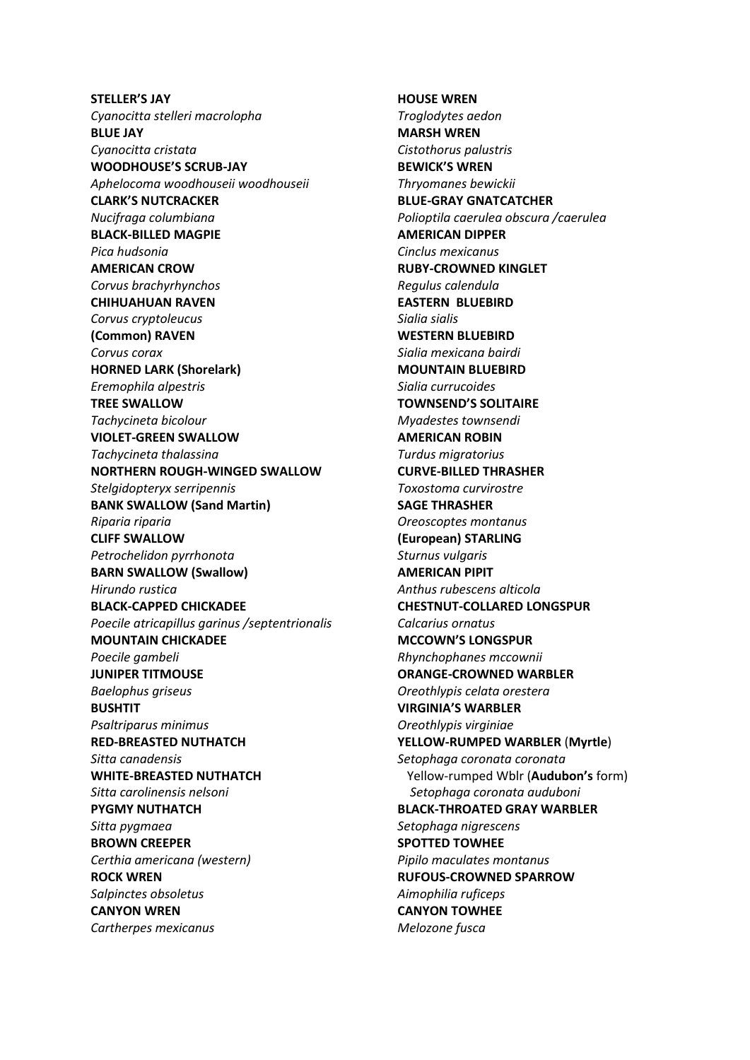**STELLER'S JAY**
*Cyanocitta stelleri macrolopha*
**BLUE JAY**
*Cyanocitta cristata*
**WOODHOUSE'S SCRUB-JAY**
*Aphelocoma woodhouseii woodhouseii*
**CLARK'S NUTCRACKER**
*Nucifraga columbiana*
**BLACK-BILLED MAGPIE**
*Pica hudsonia*
**AMERICAN CROW**
*Corvus brachyrhynchos*
**CHIHUAHUAN RAVEN**
*Corvus cryptoleucus*
**(Common) RAVEN**
*Corvus corax*
**HORNED LARK (Shorelark)**
*Eremophila alpestris*
**TREE SWALLOW**
*Tachycineta bicolour*
**VIOLET-GREEN SWALLOW**
*Tachycineta thalassina*
**NORTHERN ROUGH-WINGED SWALLOW**
*Stelgidopteryx serripennis*
**BANK SWALLOW (Sand Martin)**
*Riparia riparia*
**CLIFF SWALLOW**
*Petrochelidon pyrrhonota*
**BARN SWALLOW (Swallow)**
*Hirundo rustica*
**BLACK-CAPPED CHICKADEE**
*Poecile atricapillus garinus /septentrionalis*
**MOUNTAIN CHICKADEE**
*Poecile gambeli*
**JUNIPER TITMOUSE**
*Baelophus griseus*
**BUSHTIT**
*Psaltriparus minimus*
**RED-BREASTED NUTHATCH**
*Sitta canadensis*
**WHITE-BREASTED NUTHATCH**
*Sitta carolinensis nelsoni*
**PYGMY NUTHATCH**
*Sitta pygmaea*
**BROWN CREEPER**
*Certhia americana (western)*
**ROCK WREN**
*Salpinctes obsoletus*
**CANYON WREN**
*Cartherpes mexicanus*
**HOUSE WREN**
*Troglodytes aedon*
**MARSH WREN**
*Cistothorus palustris*
**BEWICK'S WREN**
*Thryomanes bewickii*
**BLUE-GRAY GNATCATCHER**
*Polioptila caerulea obscura /caerulea*
**AMERICAN DIPPER**
*Cinclus mexicanus*
**RUBY-CROWNED KINGLET**
*Regulus calendula*
**EASTERN BLUEBIRD**
*Sialia sialis*
**WESTERN BLUEBIRD**
*Sialia mexicana bairdi*
**MOUNTAIN BLUEBIRD**
*Sialia currucoides*
**TOWNSEND'S SOLITAIRE**
*Myadestes townsendi*
**AMERICAN ROBIN**
*Turdus migratorius*
**CURVE-BILLED THRASHER**
*Toxostoma curvirostre*
**SAGE THRASHER**
*Oreoscoptes montanus*
**(European) STARLING**
*Sturnus vulgaris*
**AMERICAN PIPIT**
*Anthus rubescens alticola*
**CHESTNUT-COLLARED LONGSPUR**
*Calcarius ornatus*
**MCCOWN'S LONGSPUR**
*Rhynchophanes mccownii*
**ORANGE-CROWNED WARBLER**
*Oreothlypis celata orestera*
**VIRGINIA'S WARBLER**
*Oreothlypis virginiae*
**YELLOW-RUMPED WARBLER** (**Myrtle**)
*Setophaga coronata coronata*
Yellow-rumped Wblr (**Audubon's** form)
*Setophaga coronata auduboni*
**BLACK-THROATED GRAY WARBLER**
*Setophaga nigrescens*
**SPOTTED TOWHEE**
*Pipilo maculates montanus*
**RUFOUS-CROWNED SPARROW**
*Aimophilia ruficeps*
**CANYON TOWHEE**
*Melozone fusca*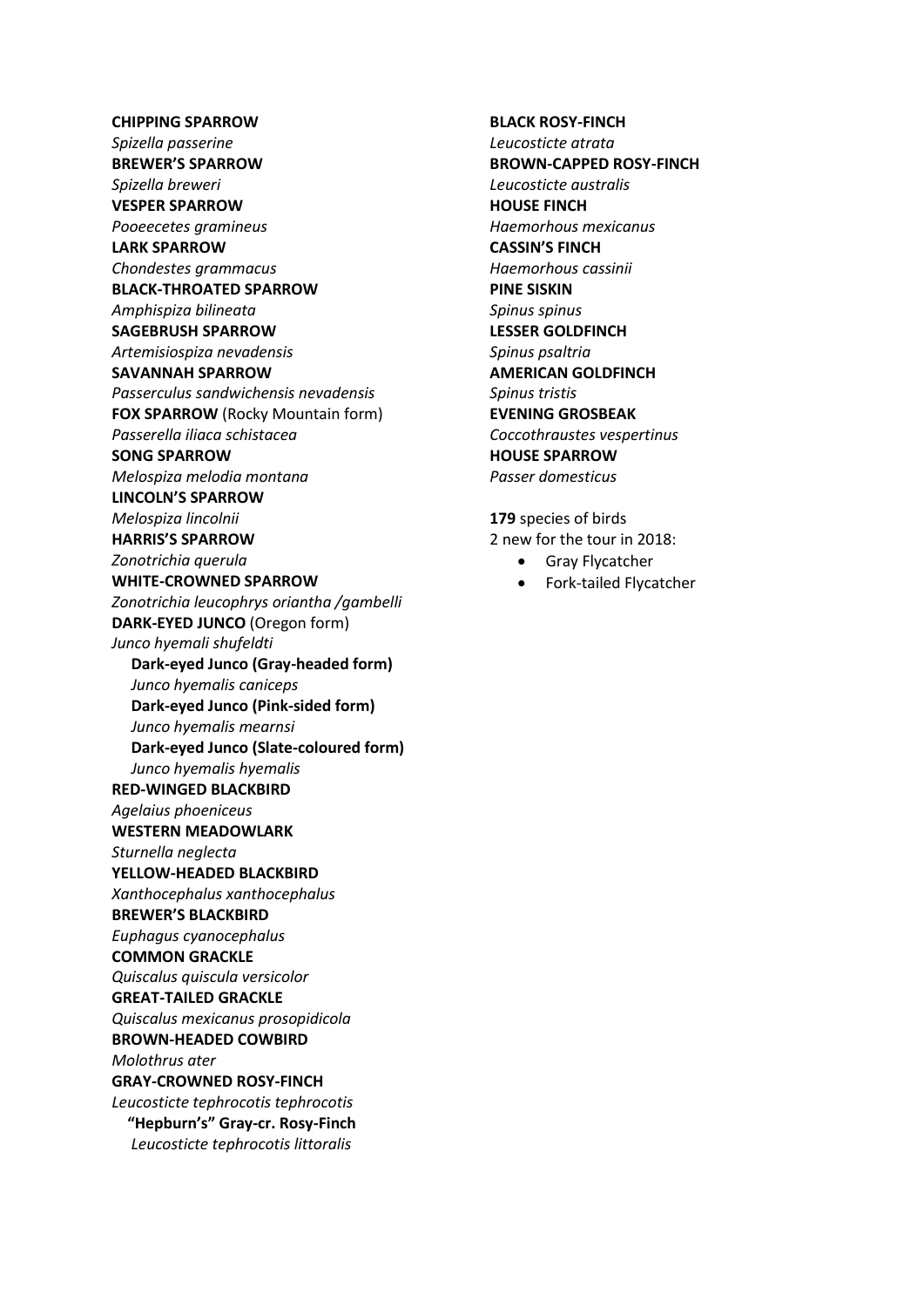**CHIPPING SPARROW**
*Spizella passerine*
**BREWER'S SPARROW**
*Spizella breweri*
**VESPER SPARROW**
*Pooeecetes gramineus*
**LARK SPARROW**
*Chondestes grammacus*
**BLACK-THROATED SPARROW**
*Amphispiza bilineata*
**SAGEBRUSH SPARROW**
*Artemisiospiza nevadensis*
**SAVANNAH SPARROW**
*Passerculus sandwichensis nevadensis*
**FOX SPARROW** (Rocky Mountain form)
*Passerella iliaca schistacea*
**SONG SPARROW**
*Melospiza melodia montana*
**LINCOLN'S SPARROW**
*Melospiza lincolnii*
**HARRIS'S SPARROW**
*Zonotrichia querula*
**WHITE-CROWNED SPARROW**
*Zonotrichia leucophrys oriantha /gambelli*
**DARK-EYED JUNCO** (Oregon form)
*Junco hyemali shufeldti*
  **Dark-eyed Junco (Gray-headed form)**
  *Junco hyemalis caniceps*
  **Dark-eyed Junco (Pink-sided form)**
  *Junco hyemalis mearnsi*
  **Dark-eyed Junco (Slate-coloured form)**
  *Junco hyemalis hyemalis*
**RED-WINGED BLACKBIRD**
*Agelaius phoeniceus*
**WESTERN MEADOWLARK**
*Sturnella neglecta*
**YELLOW-HEADED BLACKBIRD**
*Xanthocephalus xanthocephalus*
**BREWER'S BLACKBIRD**
*Euphagus cyanocephalus*
**COMMON GRACKLE**
*Quiscalus quiscula versicolor*
**GREAT-TAILED GRACKLE**
*Quiscalus mexicanus prosopidicola*
**BROWN-HEADED COWBIRD**
*Molothrus ater*
**GRAY-CROWNED ROSY-FINCH**
*Leucosticte tephrocotis tephrocotis*
  **"Hepburn's" Gray-cr. Rosy-Finch**
  *Leucosticte tephrocotis littoralis*
**BLACK ROSY-FINCH**
*Leucosticte atrata*
**BROWN-CAPPED ROSY-FINCH**
*Leucosticte australis*
**HOUSE FINCH**
*Haemorhous mexicanus*
**CASSIN'S FINCH**
*Haemorhous cassinii*
**PINE SISKIN**
*Spinus spinus*
**LESSER GOLDFINCH**
*Spinus psaltria*
**AMERICAN GOLDFINCH**
*Spinus tristis*
**EVENING GROSBEAK**
*Coccothraustes vespertinus*
**HOUSE SPARROW**
*Passer domesticus*

**179** species of birds
2 new for the tour in 2018:

- Gray Flycatcher
- Fork-tailed Flycatcher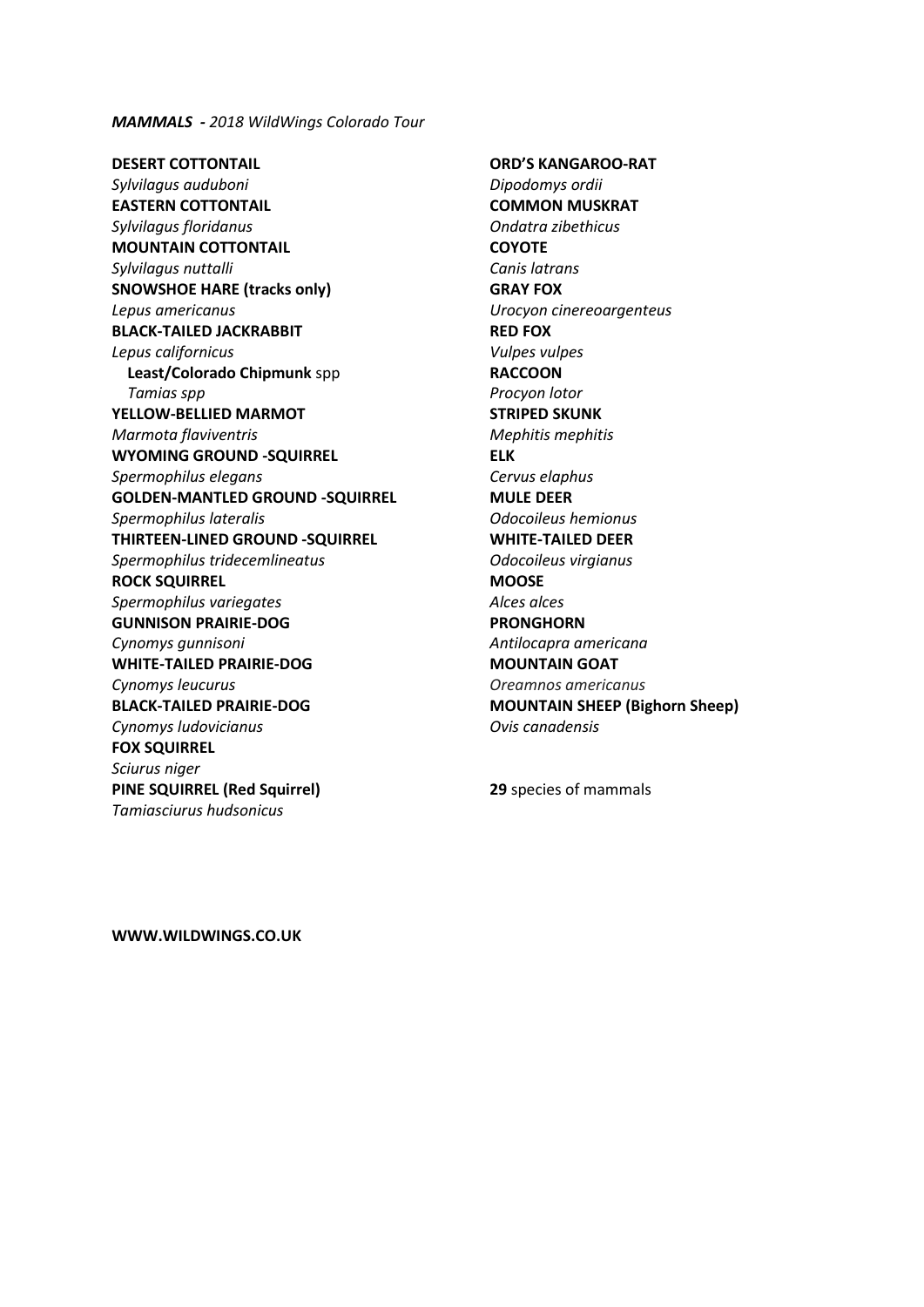***MAMMALS*** *- 2018 WildWings Colorado Tour*

**DESERT COTTONTAIL**
*Sylvilagus auduboni*
**EASTERN COTTONTAIL**
*Sylvilagus floridanus*
**MOUNTAIN COTTONTAIL**
*Sylvilagus nuttalli*
**SNOWSHOE HARE (tracks only)**
*Lepus americanus*
**BLACK-TAILED JACKRABBIT**
*Lepus californicus*
**Least/Colorado Chipmunk** spp
*Tamias spp*
**YELLOW-BELLIED MARMOT**
*Marmota flaviventris*
**WYOMING GROUND -SQUIRREL**
*Spermophilus elegans*
**GOLDEN-MANTLED GROUND -SQUIRREL**
*Spermophilus lateralis*
**THIRTEEN-LINED GROUND -SQUIRREL**
*Spermophilus tridecemlineatus*
**ROCK SQUIRREL**
*Spermophilus variegates*
**GUNNISON PRAIRIE-DOG**
*Cynomys gunnisoni*
**WHITE-TAILED PRAIRIE-DOG**
*Cynomys leucurus*
**BLACK-TAILED PRAIRIE-DOG**
*Cynomys ludovicianus*
**FOX SQUIRREL**
*Sciurus niger*
**PINE SQUIRREL (Red Squirrel)**
*Tamiasciurus hudsonicus*
**ORD'S KANGAROO-RAT**
*Dipodomys ordii*
**COMMON MUSKRAT**
*Ondatra zibethicus*
**COYOTE**
*Canis latrans*
**GRAY FOX**
*Urocyon cinereoargenteus*
**RED FOX**
*Vulpes vulpes*
**RACCOON**
*Procyon lotor*
**STRIPED SKUNK**
*Mephitis mephitis*
**ELK**
*Cervus elaphus*
**MULE DEER**
*Odocoileus hemionus*
**WHITE-TAILED DEER**
*Odocoileus virgianus*
**MOOSE**
*Alces alces*
**PRONGHORN**
*Antilocapra americana*
**MOUNTAIN GOAT**
*Oreamnos americanus*
**MOUNTAIN SHEEP (Bighorn Sheep)**
*Ovis canadensis*

**29** species of mammals

**WWW.WILDWINGS.CO.UK**